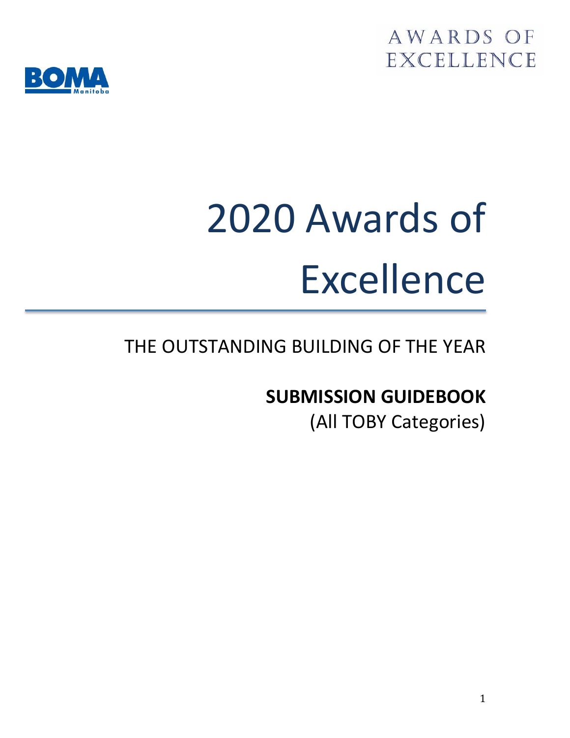AWARDS OF EXCELLENCE

BOMA Manitoba

# 2020 Awards of Excellence

THE OUTSTANDING BUILDING OF THE YEAR

**SUBMISSION GUIDEBOOK**

(All TOBY Categories)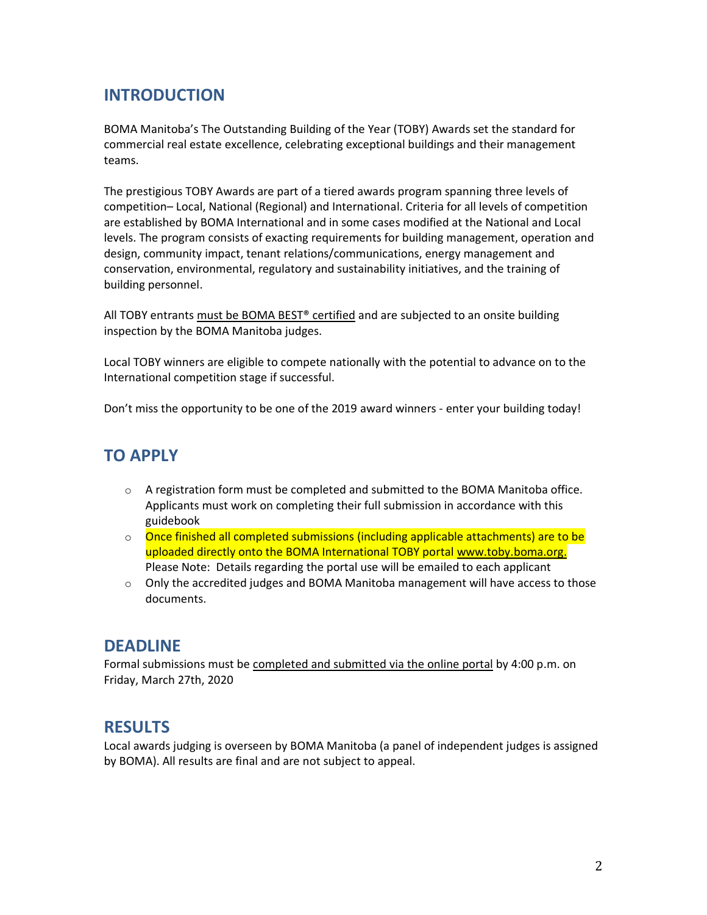## INTRODUCTION

BOMA Manitoba's The Outstanding Building of the Year (TOBY) Awards set the standard for commercial real estate excellence, celebrating exceptional buildings and their management teams.

The prestigious TOBY Awards are part of a tiered awards program spanning three levels of competition– Local, National (Regional) and International. Criteria for all levels of competition are established by BOMA International and in some cases modified at the National and Local levels. The program consists of exacting requirements for building management, operation and design, community impact, tenant relations/communications, energy management and conservation, environmental, regulatory and sustainability initiatives, and the training of building personnel.

All TOBY entrants must be BOMA BEST® certified and are subjected to an onsite building inspection by the BOMA Manitoba judges.

Local TOBY winners are eligible to compete nationally with the potential to advance on to the International competition stage if successful.

Don't miss the opportunity to be one of the 2019 award winners - enter your building today!

## TO APPLY

- A registration form must be completed and submitted to the BOMA Manitoba office. Applicants must work on completing their full submission in accordance with this guidebook
- Once finished all completed submissions (including applicable attachments) are to be uploaded directly onto the BOMA International TOBY portal www.toby.boma.org. Please Note: Details regarding the portal use will be emailed to each applicant
- Only the accredited judges and BOMA Manitoba management will have access to those documents.

## DEADLINE

Formal submissions must be completed and submitted via the online portal by 4:00 p.m. on Friday, March 27th, 2020

## RESULTS

Local awards judging is overseen by BOMA Manitoba (a panel of independent judges is assigned by BOMA). All results are final and are not subject to appeal.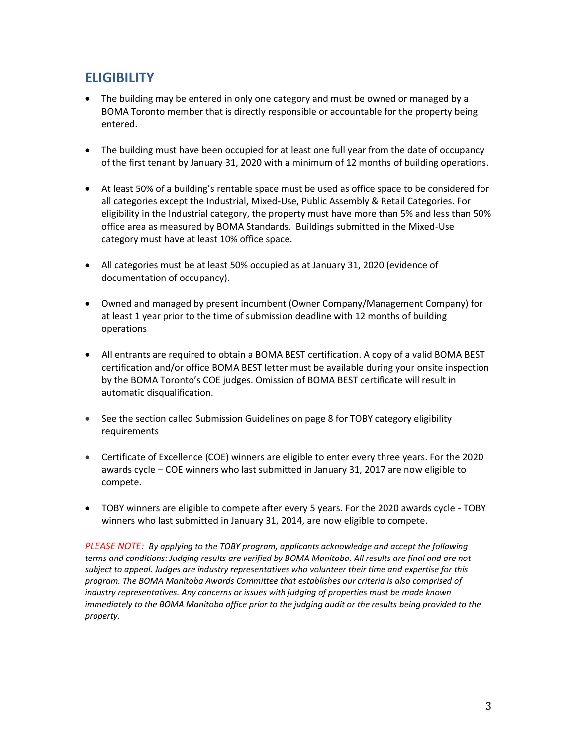## ELIGIBILITY

- The building may be entered in only one category and must be owned or managed by a BOMA Toronto member that is directly responsible or accountable for the property being entered.
- The building must have been occupied for at least one full year from the date of occupancy of the first tenant by January 31, 2020 with a minimum of 12 months of building operations.
- At least 50% of a building's rentable space must be used as office space to be considered for all categories except the Industrial, Mixed-Use, Public Assembly & Retail Categories. For eligibility in the Industrial category, the property must have more than 5% and less than 50% office area as measured by BOMA Standards. Buildings submitted in the Mixed-Use category must have at least 10% office space.
- All categories must be at least 50% occupied as at January 31, 2020 (evidence of documentation of occupancy).
- Owned and managed by present incumbent (Owner Company/Management Company) for at least 1 year prior to the time of submission deadline with 12 months of building operations
- All entrants are required to obtain a BOMA BEST certification. A copy of a valid BOMA BEST certification and/or office BOMA BEST letter must be available during your onsite inspection by the BOMA Toronto's COE judges. Omission of BOMA BEST certificate will result in automatic disqualification.
- See the section called Submission Guidelines on page 8 for TOBY category eligibility requirements
- Certificate of Excellence (COE) winners are eligible to enter every three years. For the 2020 awards cycle – COE winners who last submitted in January 31, 2017 are now eligible to compete.
- TOBY winners are eligible to compete after every 5 years. For the 2020 awards cycle - TOBY winners who last submitted in January 31, 2014, are now eligible to compete.

*PLEASE NOTE: By applying to the TOBY program, applicants acknowledge and accept the following terms and conditions: Judging results are verified by BOMA Manitoba. All results are final and are not subject to appeal. Judges are industry representatives who volunteer their time and expertise for this program. The BOMA Manitoba Awards Committee that establishes our criteria is also comprised of industry representatives. Any concerns or issues with judging of properties must be made known immediately to the BOMA Manitoba office prior to the judging audit or the results being provided to the property.*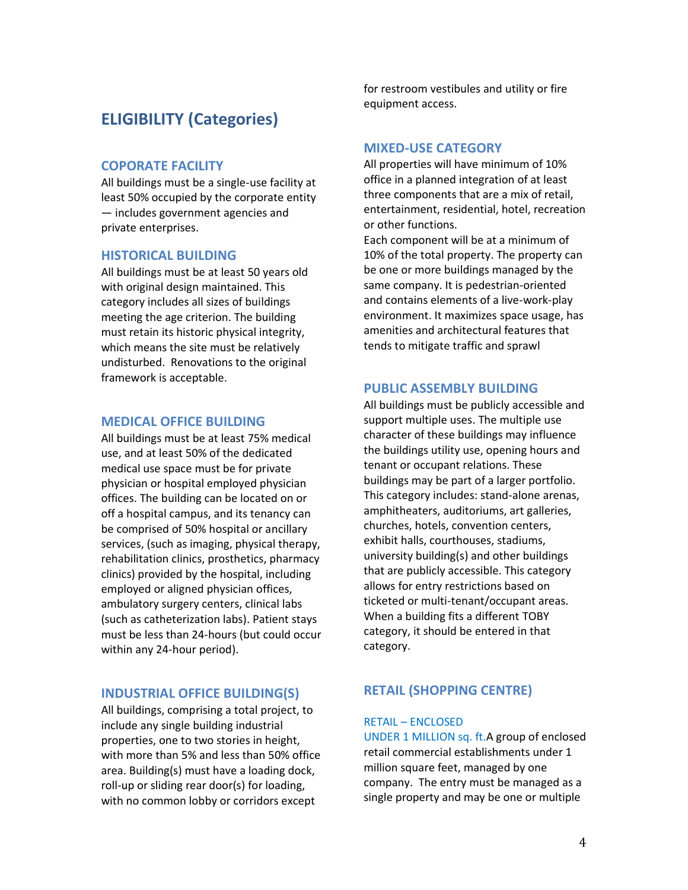## ELIGIBILITY (Categories)

### COPORATE FACILITY

All buildings must be a single-use facility at least 50% occupied by the corporate entity — includes government agencies and private enterprises.

### HISTORICAL BUILDING

All buildings must be at least 50 years old with original design maintained. This category includes all sizes of buildings meeting the age criterion. The building must retain its historic physical integrity, which means the site must be relatively undisturbed. Renovations to the original framework is acceptable.

### MEDICAL OFFICE BUILDING

All buildings must be at least 75% medical use, and at least 50% of the dedicated medical use space must be for private physician or hospital employed physician offices. The building can be located on or off a hospital campus, and its tenancy can be comprised of 50% hospital or ancillary services, (such as imaging, physical therapy, rehabilitation clinics, prosthetics, pharmacy clinics) provided by the hospital, including employed or aligned physician offices, ambulatory surgery centers, clinical labs (such as catheterization labs). Patient stays must be less than 24-hours (but could occur within any 24-hour period).

### INDUSTRIAL OFFICE BUILDING(S)

All buildings, comprising a total project, to include any single building industrial properties, one to two stories in height, with more than 5% and less than 50% office area. Building(s) must have a loading dock, roll-up or sliding rear door(s) for loading, with no common lobby or corridors except for restroom vestibules and utility or fire equipment access.

### MIXED-USE CATEGORY

All properties will have minimum of 10% office in a planned integration of at least three components that are a mix of retail, entertainment, residential, hotel, recreation or other functions.

Each component will be at a minimum of 10% of the total property. The property can be one or more buildings managed by the same company. It is pedestrian-oriented and contains elements of a live-work-play environment. It maximizes space usage, has amenities and architectural features that tends to mitigate traffic and sprawl

### PUBLIC ASSEMBLY BUILDING

All buildings must be publicly accessible and support multiple uses. The multiple use character of these buildings may influence the buildings utility use, opening hours and tenant or occupant relations. These buildings may be part of a larger portfolio. This category includes: stand-alone arenas, amphitheaters, auditoriums, art galleries, churches, hotels, convention centers, exhibit halls, courthouses, stadiums, university building(s) and other buildings that are publicly accessible. This category allows for entry restrictions based on ticketed or multi-tenant/occupant areas. When a building fits a different TOBY category, it should be entered in that category.

### RETAIL (SHOPPING CENTRE)

#### RETAIL – ENCLOSED

UNDER 1 MILLION sq. ft. A group of enclosed retail commercial establishments under 1 million square feet, managed by one company. The entry must be managed as a single property and may be one or multiple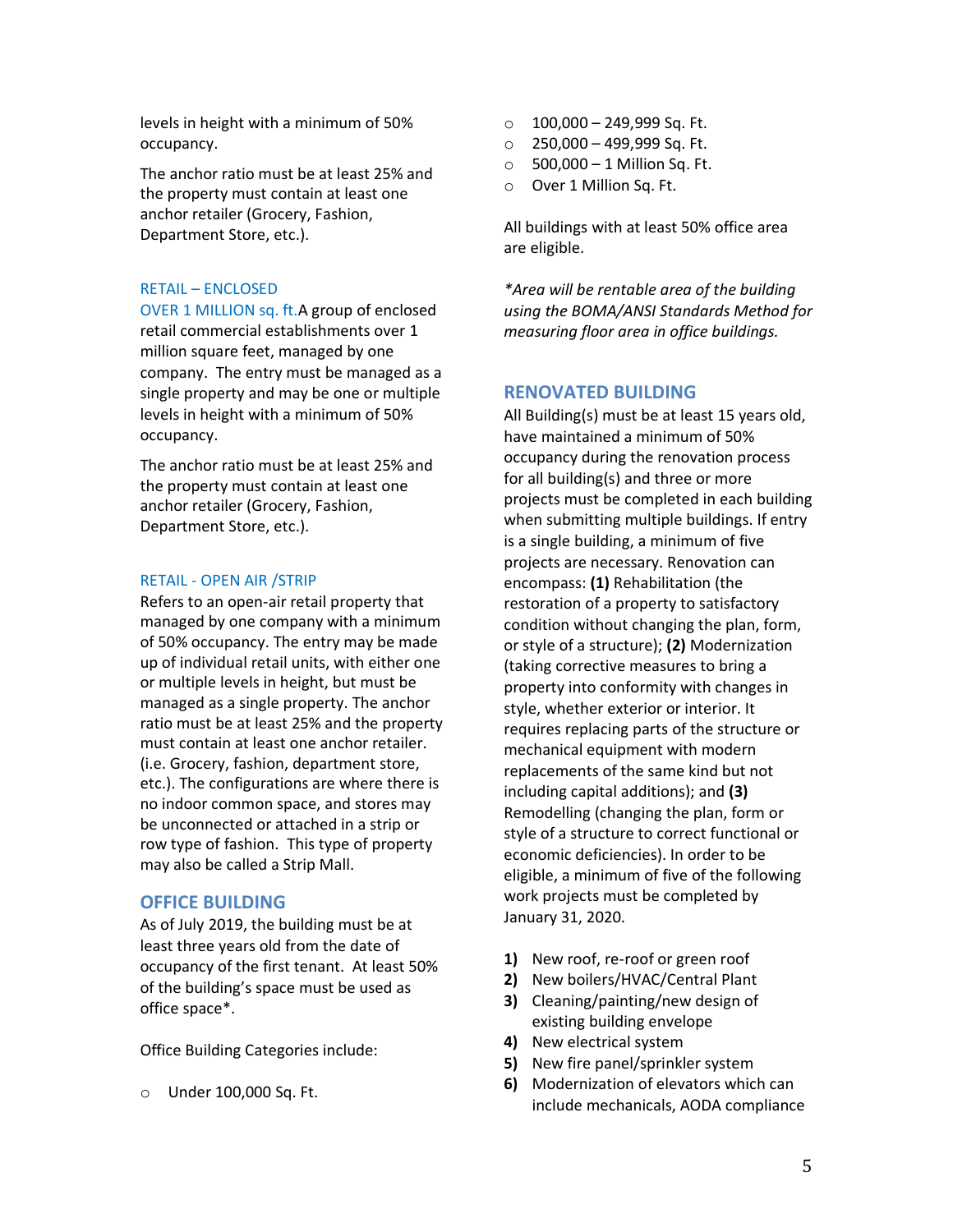levels in height with a minimum of 50% occupancy.

The anchor ratio must be at least 25% and the property must contain at least one anchor retailer (Grocery, Fashion, Department Store, etc.).

### RETAIL – ENCLOSED

OVER 1 MILLION sq. ft.A group of enclosed retail commercial establishments over 1 million square feet, managed by one company. The entry must be managed as a single property and may be one or multiple levels in height with a minimum of 50% occupancy.

The anchor ratio must be at least 25% and the property must contain at least one anchor retailer (Grocery, Fashion, Department Store, etc.).

### RETAIL - OPEN AIR /STRIP

Refers to an open-air retail property that managed by one company with a minimum of 50% occupancy. The entry may be made up of individual retail units, with either one or multiple levels in height, but must be managed as a single property. The anchor ratio must be at least 25% and the property must contain at least one anchor retailer. (i.e. Grocery, fashion, department store, etc.). The configurations are where there is no indoor common space, and stores may be unconnected or attached in a strip or row type of fashion. This type of property may also be called a Strip Mall.

## OFFICE BUILDING

As of July 2019, the building must be at least three years old from the date of occupancy of the first tenant. At least 50% of the building's space must be used as office space*.

Office Building Categories include:

- Under 100,000 Sq. Ft.
- 100,000 – 249,999 Sq. Ft.
- 250,000 – 499,999 Sq. Ft.
- 500,000 – 1 Million Sq. Ft.
- Over 1 Million Sq. Ft.

All buildings with at least 50% office area are eligible.

*\*Area will be rentable area of the building using the BOMA/ANSI Standards Method for measuring floor area in office buildings.*

## RENOVATED BUILDING

All Building(s) must be at least 15 years old, have maintained a minimum of 50% occupancy during the renovation process for all building(s) and three or more projects must be completed in each building when submitting multiple buildings. If entry is a single building, a minimum of five projects are necessary. Renovation can encompass: **(1)** Rehabilitation (the restoration of a property to satisfactory condition without changing the plan, form, or style of a structure); **(2)** Modernization (taking corrective measures to bring a property into conformity with changes in style, whether exterior or interior. It requires replacing parts of the structure or mechanical equipment with modern replacements of the same kind but not including capital additions); and **(3)** Remodelling (changing the plan, form or style of a structure to correct functional or economic deficiencies). In order to be eligible, a minimum of five of the following work projects must be completed by January 31, 2020.

1) New roof, re-roof or green roof
2) New boilers/HVAC/Central Plant
3) Cleaning/painting/new design of existing building envelope
4) New electrical system
5) New fire panel/sprinkler system
6) Modernization of elevators which can include mechanicals, AODA compliance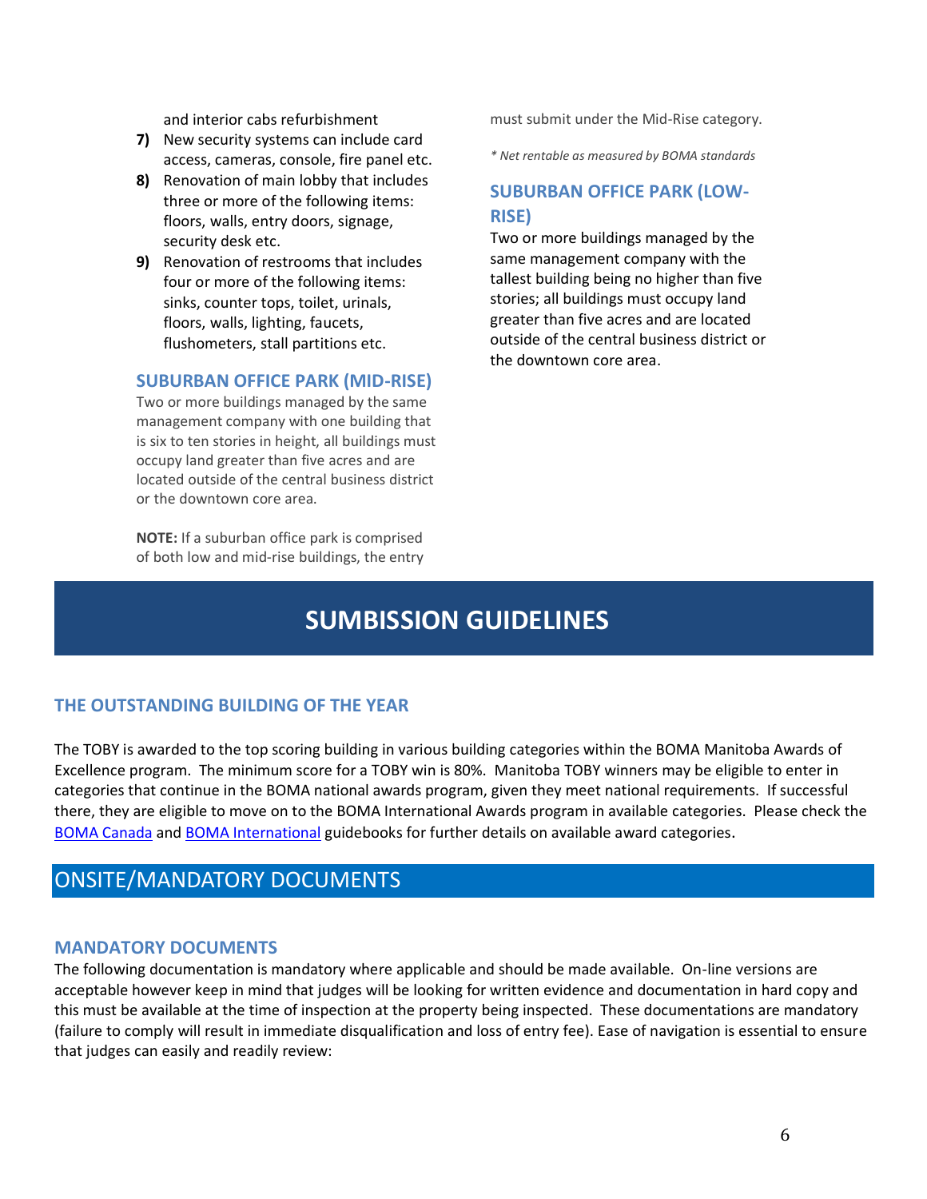and interior cabs refurbishment

7) New security systems can include card access, cameras, console, fire panel etc.
8) Renovation of main lobby that includes three or more of the following items: floors, walls, entry doors, signage, security desk etc.
9) Renovation of restrooms that includes four or more of the following items: sinks, counter tops, toilet, urinals, floors, walls, lighting, faucets, flushometers, stall partitions etc.

### SUBURBAN OFFICE PARK (MID-RISE)

Two or more buildings managed by the same management company with one building that is six to ten stories in height, all buildings must occupy land greater than five acres and are located outside of the central business district or the downtown core area.

**NOTE:** If a suburban office park is comprised of both low and mid-rise buildings, the entry must submit under the Mid-Rise category.

*\* Net rentable as measured by BOMA standards*

### SUBURBAN OFFICE PARK (LOW-RISE)

Two or more buildings managed by the same management company with the tallest building being no higher than five stories; all buildings must occupy land greater than five acres and are located outside of the central business district or the downtown core area.

# SUMBISSION GUIDELINES

### THE OUTSTANDING BUILDING OF THE YEAR

The TOBY is awarded to the top scoring building in various building categories within the BOMA Manitoba Awards of Excellence program. The minimum score for a TOBY win is 80%. Manitoba TOBY winners may be eligible to enter in categories that continue in the BOMA national awards program, given they meet national requirements. If successful there, they are eligible to move on to the BOMA International Awards program in available categories. Please check the BOMA Canada and BOMA International guidebooks for further details on available award categories.

## ONSITE/MANDATORY DOCUMENTS

### MANDATORY DOCUMENTS

The following documentation is mandatory where applicable and should be made available. On-line versions are acceptable however keep in mind that judges will be looking for written evidence and documentation in hard copy and this must be available at the time of inspection at the property being inspected. These documentations are mandatory (failure to comply will result in immediate disqualification and loss of entry fee). Ease of navigation is essential to ensure that judges can easily and readily review: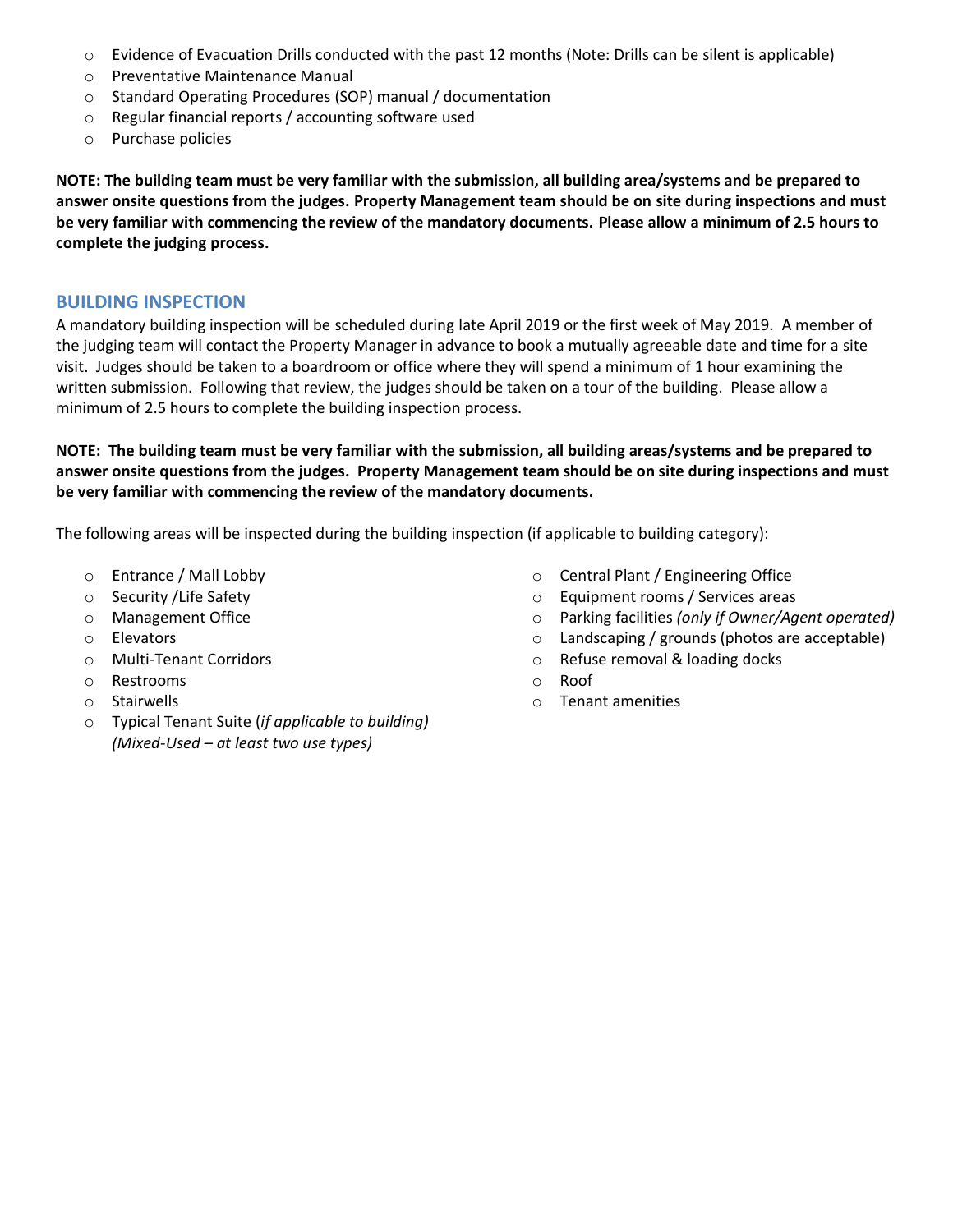- Evidence of Evacuation Drills conducted with the past 12 months (Note: Drills can be silent is applicable)
- Preventative Maintenance Manual
- Standard Operating Procedures (SOP) manual / documentation
- Regular financial reports / accounting software used
- Purchase policies

**NOTE: The building team must be very familiar with the submission, all building area/systems and be prepared to answer onsite questions from the judges. Property Management team should be on site during inspections and must be very familiar with commencing the review of the mandatory documents. Please allow a minimum of 2.5 hours to complete the judging process.**

## BUILDING INSPECTION

A mandatory building inspection will be scheduled during late April 2019 or the first week of May 2019. A member of the judging team will contact the Property Manager in advance to book a mutually agreeable date and time for a site visit. Judges should be taken to a boardroom or office where they will spend a minimum of 1 hour examining the written submission. Following that review, the judges should be taken on a tour of the building. Please allow a minimum of 2.5 hours to complete the building inspection process.

**NOTE: The building team must be very familiar with the submission, all building areas/systems and be prepared to answer onsite questions from the judges. Property Management team should be on site during inspections and must be very familiar with commencing the review of the mandatory documents.**

The following areas will be inspected during the building inspection (if applicable to building category):

- Entrance / Mall Lobby
- Security /Life Safety
- Management Office
- Elevators
- Multi-Tenant Corridors
- Restrooms
- Stairwells
- Typical Tenant Suite (*if applicable to building) (Mixed-Used – at least two use types)*
- Central Plant / Engineering Office
- Equipment rooms / Services areas
- Parking facilities *(only if Owner/Agent operated)*
- Landscaping / grounds (photos are acceptable)
- Refuse removal & loading docks
- Roof
- Tenant amenities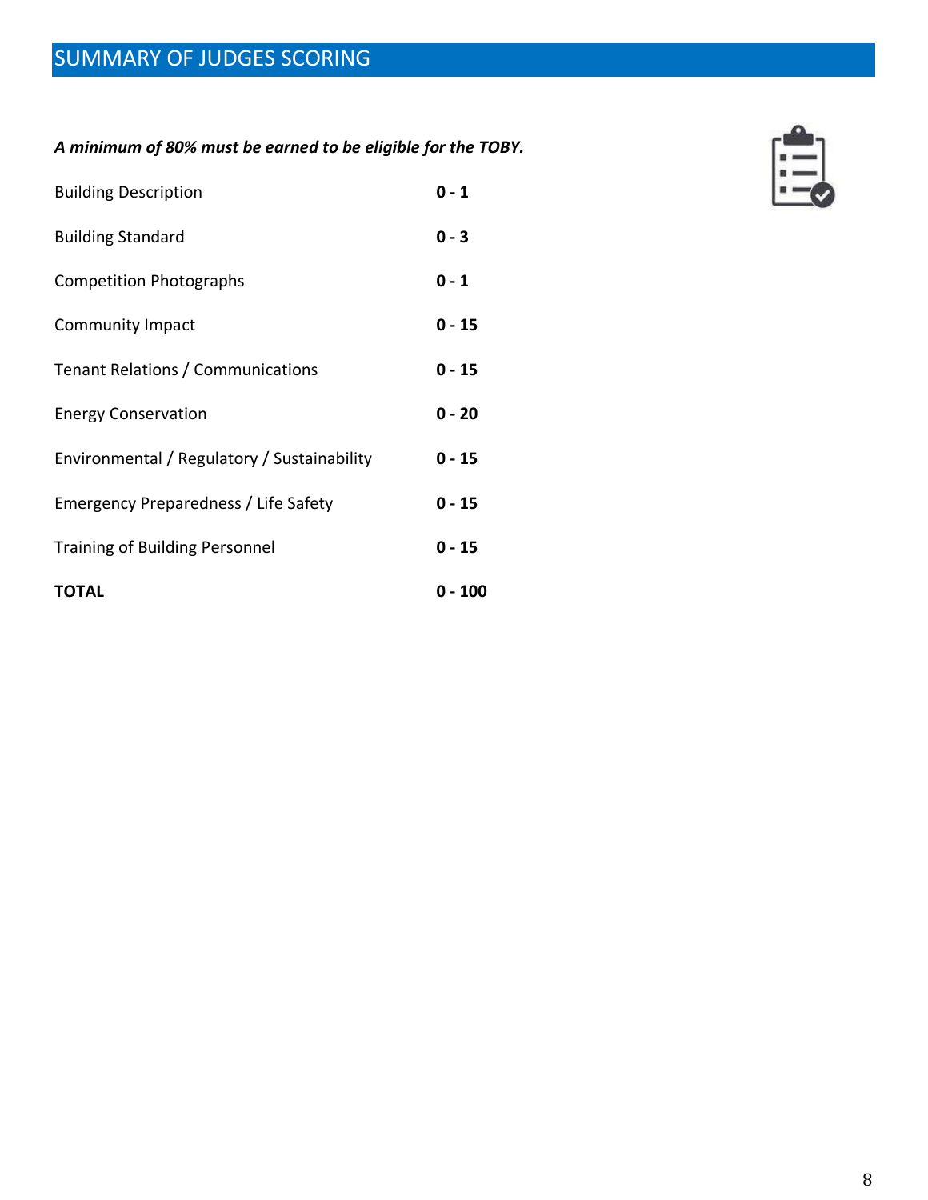# SUMMARY OF JUDGES SCORING

***A minimum of 80% must be earned to be eligible for the TOBY.***

| | |
|---|---|
| Building Description | **0 - 1** |
| Building Standard | **0 - 3** |
| Competition Photographs | **0 - 1** |
| Community Impact | **0 - 15** |
| Tenant Relations / Communications | **0 - 15** |
| Energy Conservation | **0 - 20** |
| Environmental / Regulatory / Sustainability | **0 - 15** |
| Emergency Preparedness / Life Safety | **0 - 15** |
| Training of Building Personnel | **0 - 15** |
| **TOTAL** | **0 - 100** |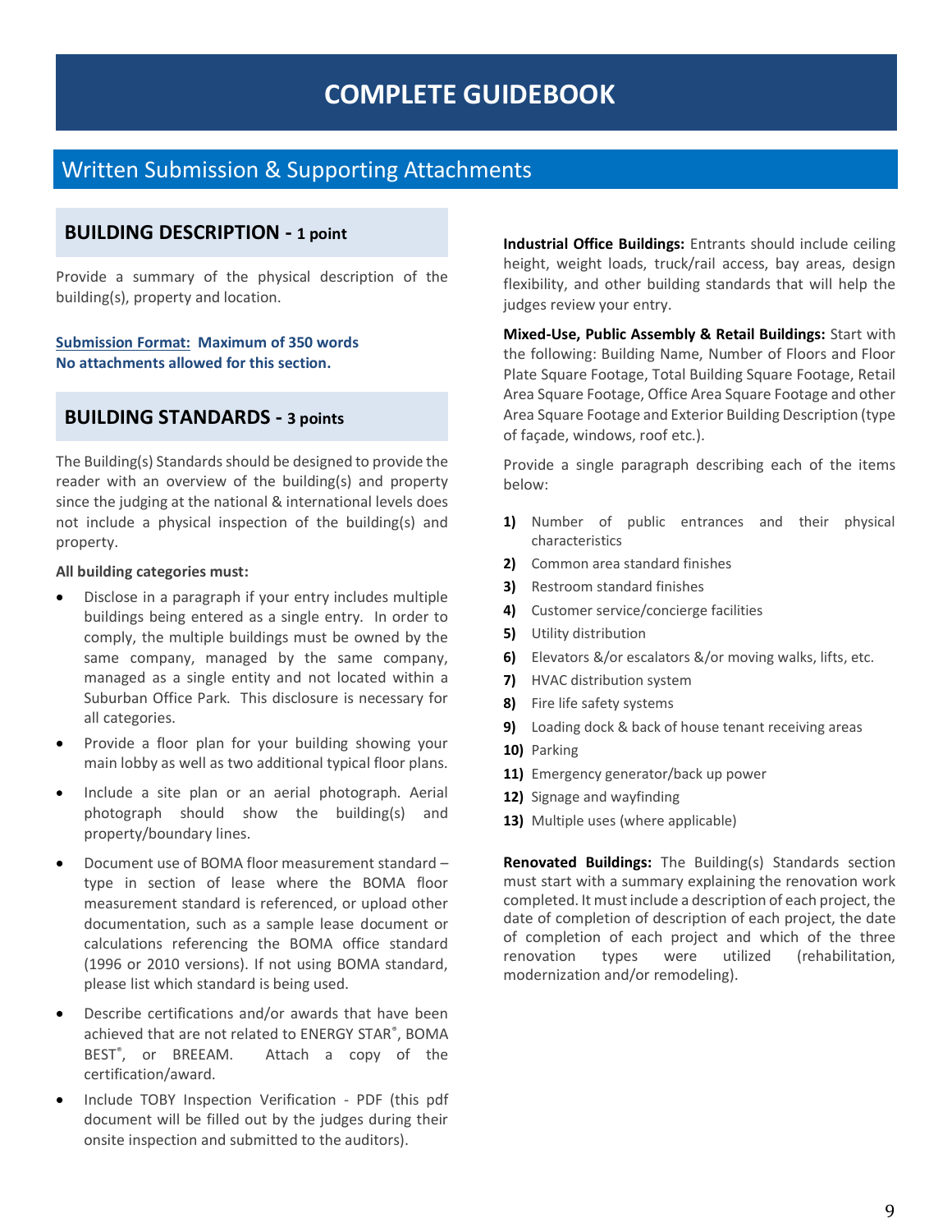# COMPLETE GUIDEBOOK

## Written Submission & Supporting Attachments

### BUILDING DESCRIPTION - 1 point

Provide a summary of the physical description of the building(s), property and location.

**Submission Format: Maximum of 350 words**
**No attachments allowed for this section.**

### BUILDING STANDARDS - 3 points

The Building(s) Standards should be designed to provide the reader with an overview of the building(s) and property since the judging at the national & international levels does not include a physical inspection of the building(s) and property.

**All building categories must:**

- Disclose in a paragraph if your entry includes multiple buildings being entered as a single entry. In order to comply, the multiple buildings must be owned by the same company, managed by the same company, managed as a single entity and not located within a Suburban Office Park. This disclosure is necessary for all categories.
- Provide a floor plan for your building showing your main lobby as well as two additional typical floor plans.
- Include a site plan or an aerial photograph. Aerial photograph should show the building(s) and property/boundary lines.
- Document use of BOMA floor measurement standard – type in section of lease where the BOMA floor measurement standard is referenced, or upload other documentation, such as a sample lease document or calculations referencing the BOMA office standard (1996 or 2010 versions). If not using BOMA standard, please list which standard is being used.
- Describe certifications and/or awards that have been achieved that are not related to ENERGY STAR®, BOMA BEST®, or BREEAM. Attach a copy of the certification/award.
- Include TOBY Inspection Verification - PDF (this pdf document will be filled out by the judges during their onsite inspection and submitted to the auditors).

**Industrial Office Buildings:** Entrants should include ceiling height, weight loads, truck/rail access, bay areas, design flexibility, and other building standards that will help the judges review your entry.

**Mixed-Use, Public Assembly & Retail Buildings:** Start with the following: Building Name, Number of Floors and Floor Plate Square Footage, Total Building Square Footage, Retail Area Square Footage, Office Area Square Footage and other Area Square Footage and Exterior Building Description (type of façade, windows, roof etc.).

Provide a single paragraph describing each of the items below:

1) Number of public entrances and their physical characteristics
2) Common area standard finishes
3) Restroom standard finishes
4) Customer service/concierge facilities
5) Utility distribution
6) Elevators &/or escalators &/or moving walks, lifts, etc.
7) HVAC distribution system
8) Fire life safety systems
9) Loading dock & back of house tenant receiving areas
10) Parking
11) Emergency generator/back up power
12) Signage and wayfinding
13) Multiple uses (where applicable)

**Renovated Buildings:** The Building(s) Standards section must start with a summary explaining the renovation work completed. It must include a description of each project, the date of completion of description of each project, the date of completion of each project and which of the three renovation types were utilized (rehabilitation, modernization and/or remodeling).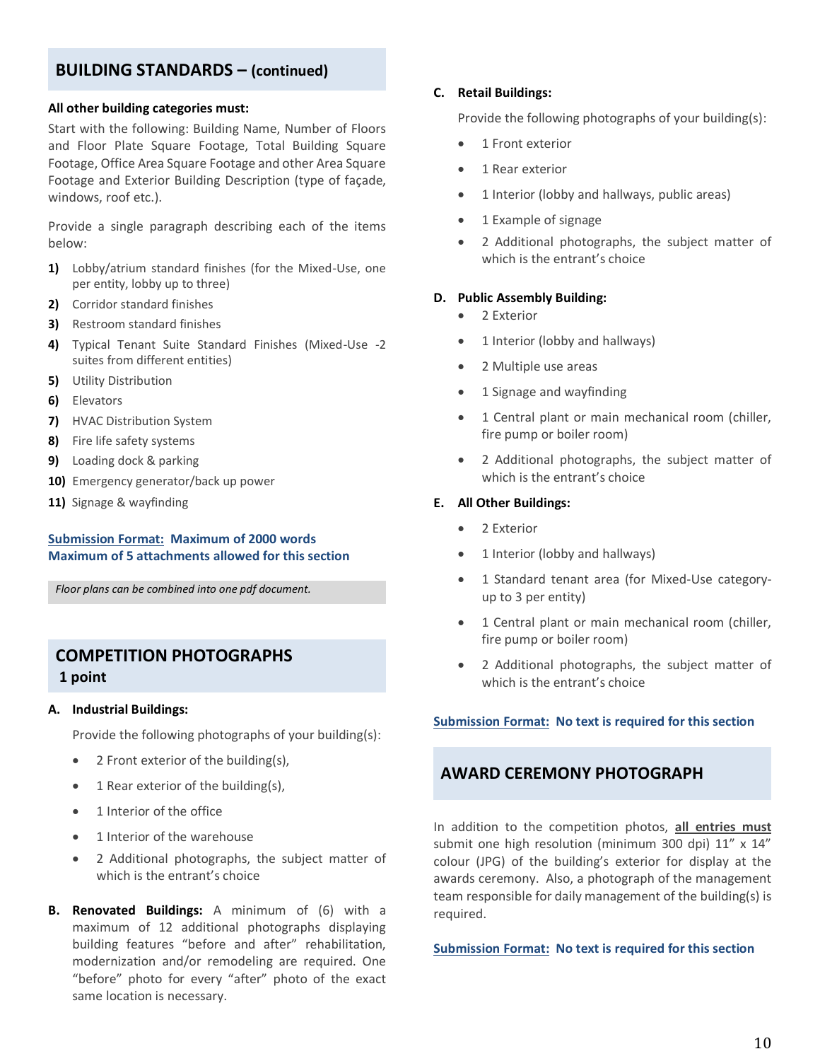## BUILDING STANDARDS – (continued)

**All other building categories must:**

Start with the following: Building Name, Number of Floors and Floor Plate Square Footage, Total Building Square Footage, Office Area Square Footage and other Area Square Footage and Exterior Building Description (type of façade, windows, roof etc.).

Provide a single paragraph describing each of the items below:

1) Lobby/atrium standard finishes (for the Mixed-Use, one per entity, lobby up to three)
2) Corridor standard finishes
3) Restroom standard finishes
4) Typical Tenant Suite Standard Finishes (Mixed-Use -2 suites from different entities)
5) Utility Distribution
6) Elevators
7) HVAC Distribution System
8) Fire life safety systems
9) Loading dock & parking
10) Emergency generator/back up power
11) Signage & wayfinding

**Submission Format: Maximum of 2000 words**
**Maximum of 5 attachments allowed for this section**

*Floor plans can be combined into one pdf document.*

## COMPETITION PHOTOGRAPHS
**1 point**

**A. Industrial Buildings:**

Provide the following photographs of your building(s):

- 2 Front exterior of the building(s),
- 1 Rear exterior of the building(s),
- 1 Interior of the office
- 1 Interior of the warehouse
- 2 Additional photographs, the subject matter of which is the entrant's choice

**B. Renovated Buildings:** A minimum of (6) with a maximum of 12 additional photographs displaying building features "before and after" rehabilitation, modernization and/or remodeling are required. One "before" photo for every "after" photo of the exact same location is necessary.

**C. Retail Buildings:**

Provide the following photographs of your building(s):

- 1 Front exterior
- 1 Rear exterior
- 1 Interior (lobby and hallways, public areas)
- 1 Example of signage
- 2 Additional photographs, the subject matter of which is the entrant's choice

**D. Public Assembly Building:**

- 2 Exterior
- 1 Interior (lobby and hallways)
- 2 Multiple use areas
- 1 Signage and wayfinding
- 1 Central plant or main mechanical room (chiller, fire pump or boiler room)
- 2 Additional photographs, the subject matter of which is the entrant's choice

**E. All Other Buildings:**

- 2 Exterior
- 1 Interior (lobby and hallways)
- 1 Standard tenant area (for Mixed-Use category-up to 3 per entity)
- 1 Central plant or main mechanical room (chiller, fire pump or boiler room)
- 2 Additional photographs, the subject matter of which is the entrant's choice

**Submission Format: No text is required for this section**

## AWARD CEREMONY PHOTOGRAPH

In addition to the competition photos, **all entries must** submit one high resolution (minimum 300 dpi) 11" x 14" colour (JPG) of the building's exterior for display at the awards ceremony. Also, a photograph of the management team responsible for daily management of the building(s) is required.

**Submission Format: No text is required for this section**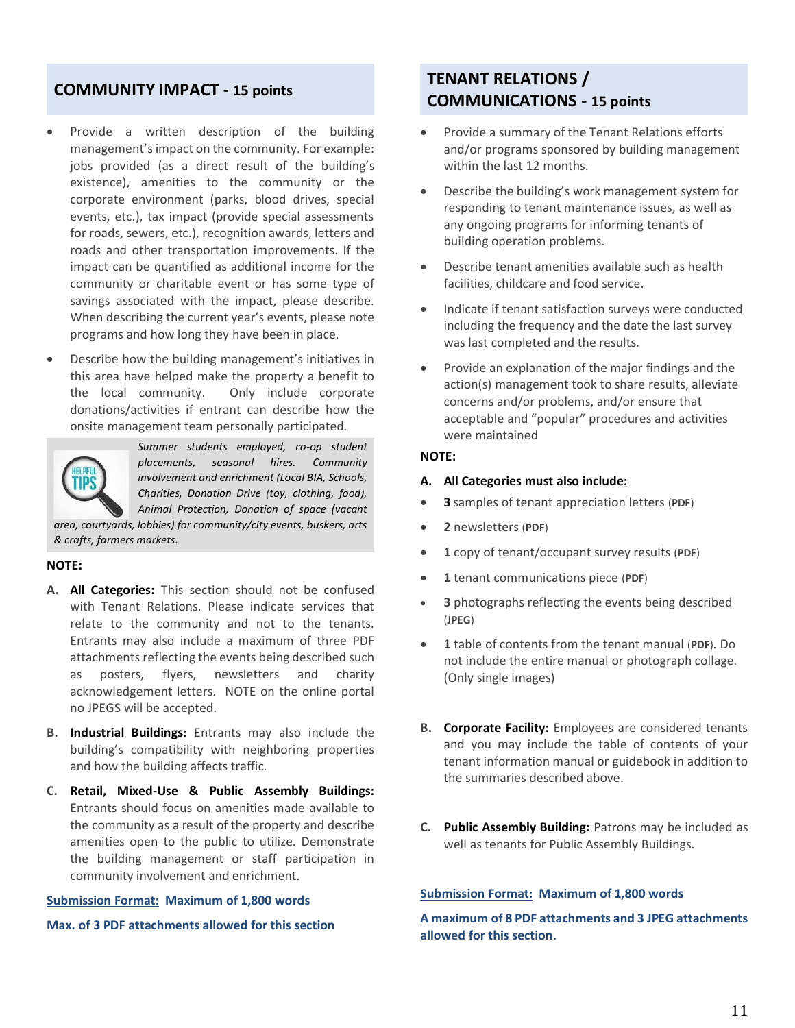## COMMUNITY IMPACT - 15 points

- Provide a written description of the building management's impact on the community. For example: jobs provided (as a direct result of the building's existence), amenities to the community or the corporate environment (parks, blood drives, special events, etc.), tax impact (provide special assessments for roads, sewers, etc.), recognition awards, letters and roads and other transportation improvements. If the impact can be quantified as additional income for the community or charitable event or has some type of savings associated with the impact, please describe. When describing the current year's events, please note programs and how long they have been in place.
- Describe how the building management's initiatives in this area have helped make the property a benefit to the local community. Only include corporate donations/activities if entrant can describe how the onsite management team personally participated.

HELPFUL TIPS: *Summer students employed, co-op student placements, seasonal hires. Community involvement and enrichment (Local BIA, Schools, Charities, Donation Drive (toy, clothing, food), Animal Protection, Donation of space (vacant area, courtyards, lobbies) for community/city events, buskers, arts & crafts, farmers markets.*

**NOTE:**

**A. All Categories:** This section should not be confused with Tenant Relations. Please indicate services that relate to the community and not to the tenants. Entrants may also include a maximum of three PDF attachments reflecting the events being described such as posters, flyers, newsletters and charity acknowledgement letters. NOTE on the online portal no JPEGS will be accepted.

**B. Industrial Buildings:** Entrants may also include the building's compatibility with neighboring properties and how the building affects traffic.

**C. Retail, Mixed-Use & Public Assembly Buildings:** Entrants should focus on amenities made available to the community as a result of the property and describe amenities open to the public to utilize. Demonstrate the building management or staff participation in community involvement and enrichment.

**Submission Format: Maximum of 1,800 words**

**Max. of 3 PDF attachments allowed for this section**

## TENANT RELATIONS / COMMUNICATIONS - 15 points

- Provide a summary of the Tenant Relations efforts and/or programs sponsored by building management within the last 12 months.
- Describe the building's work management system for responding to tenant maintenance issues, as well as any ongoing programs for informing tenants of building operation problems.
- Describe tenant amenities available such as health facilities, childcare and food service.
- Indicate if tenant satisfaction surveys were conducted including the frequency and the date the last survey was last completed and the results.
- Provide an explanation of the major findings and the action(s) management took to share results, alleviate concerns and/or problems, and/or ensure that acceptable and "popular" procedures and activities were maintained

**NOTE:**

**A. All Categories must also include:**

- **3** samples of tenant appreciation letters (**PDF**)
- **2** newsletters (**PDF**)
- **1** copy of tenant/occupant survey results (**PDF**)
- **1** tenant communications piece (**PDF**)
- **3** photographs reflecting the events being described (**JPEG**)
- **1** table of contents from the tenant manual (**PDF**). Do not include the entire manual or photograph collage. (Only single images)

**B. Corporate Facility:** Employees are considered tenants and you may include the table of contents of your tenant information manual or guidebook in addition to the summaries described above.

**C. Public Assembly Building:** Patrons may be included as well as tenants for Public Assembly Buildings.

**Submission Format: Maximum of 1,800 words**

**A maximum of 8 PDF attachments and 3 JPEG attachments allowed for this section.**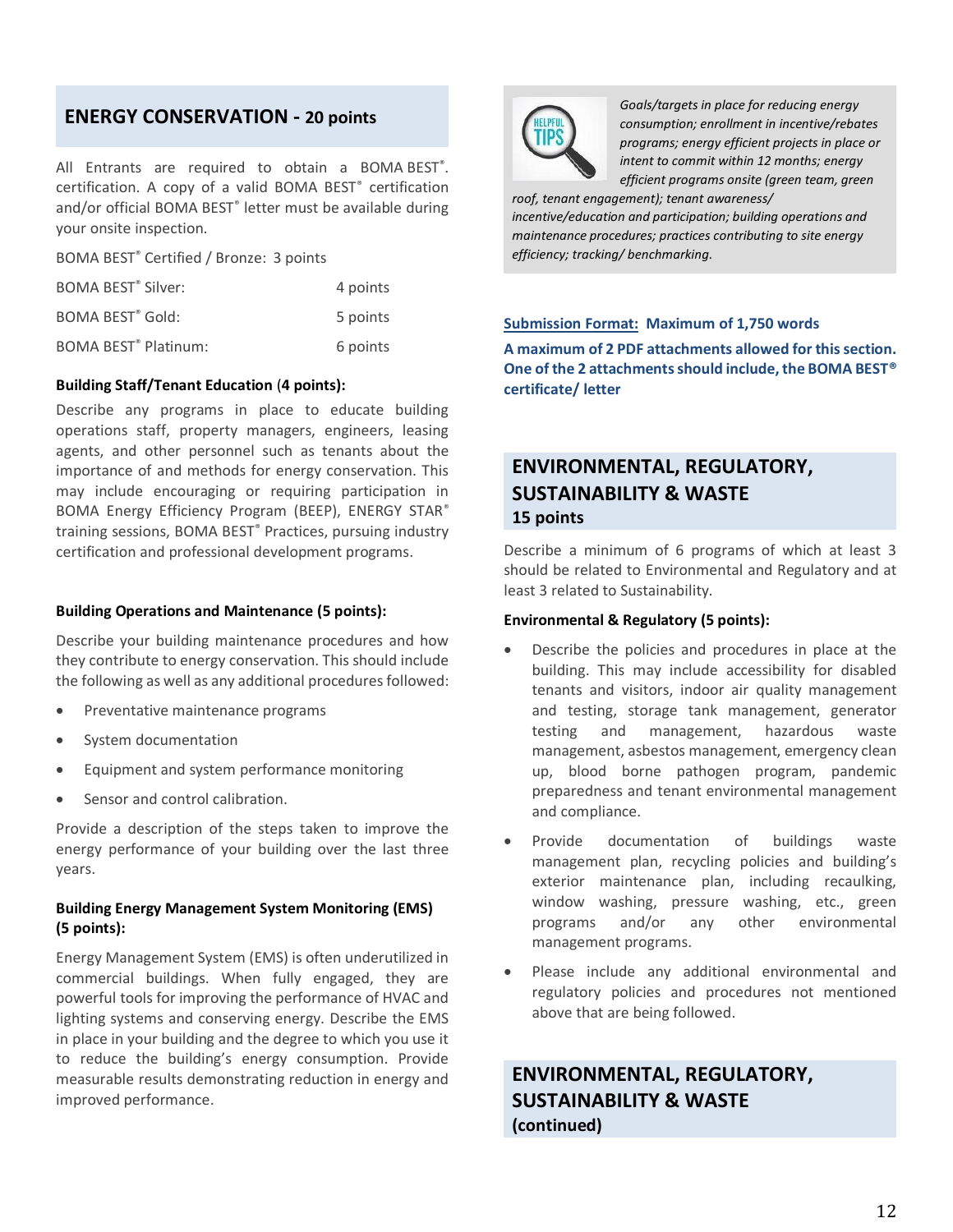## ENERGY CONSERVATION - 20 points

All Entrants are required to obtain a BOMA BEST®. certification. A copy of a valid BOMA BEST® certification and/or official BOMA BEST® letter must be available during your onsite inspection.

BOMA BEST® Certified / Bronze: 3 points

| | |
|---|---|
| BOMA BEST® Silver: | 4 points |
| BOMA BEST® Gold: | 5 points |
| BOMA BEST® Platinum: | 6 points |

**Building Staff/Tenant Education (4 points):**

Describe any programs in place to educate building operations staff, property managers, engineers, leasing agents, and other personnel such as tenants about the importance of and methods for energy conservation. This may include encouraging or requiring participation in BOMA Energy Efficiency Program (BEEP), ENERGY STAR® training sessions, BOMA BEST® Practices, pursuing industry certification and professional development programs.

**Building Operations and Maintenance (5 points):**

Describe your building maintenance procedures and how they contribute to energy conservation. This should include the following as well as any additional procedures followed:

- Preventative maintenance programs
- System documentation
- Equipment and system performance monitoring
- Sensor and control calibration.

Provide a description of the steps taken to improve the energy performance of your building over the last three years.

**Building Energy Management System Monitoring (EMS) (5 points):**

Energy Management System (EMS) is often underutilized in commercial buildings. When fully engaged, they are powerful tools for improving the performance of HVAC and lighting systems and conserving energy. Describe the EMS in place in your building and the degree to which you use it to reduce the building's energy consumption. Provide measurable results demonstrating reduction in energy and improved performance.

HELPFUL TIPS

*Goals/targets in place for reducing energy consumption; enrollment in incentive/rebates programs; energy efficient projects in place or intent to commit within 12 months; energy efficient programs onsite (green team, green roof, tenant engagement); tenant awareness/ incentive/education and participation; building operations and maintenance procedures; practices contributing to site energy efficiency; tracking/ benchmarking.*

**Submission Format: Maximum of 1,750 words**

**A maximum of 2 PDF attachments allowed for this section. One of the 2 attachments should include, the BOMA BEST® certificate/ letter**

## ENVIRONMENTAL, REGULATORY, SUSTAINABILITY & WASTE 15 points

Describe a minimum of 6 programs of which at least 3 should be related to Environmental and Regulatory and at least 3 related to Sustainability.

**Environmental & Regulatory (5 points):**

- Describe the policies and procedures in place at the building. This may include accessibility for disabled tenants and visitors, indoor air quality management and testing, storage tank management, generator testing and management, hazardous waste management, asbestos management, emergency clean up, blood borne pathogen program, pandemic preparedness and tenant environmental management and compliance.
- Provide documentation of buildings waste management plan, recycling policies and building's exterior maintenance plan, including recaulking, window washing, pressure washing, etc., green programs and/or any other environmental management programs.
- Please include any additional environmental and regulatory policies and procedures not mentioned above that are being followed.

## ENVIRONMENTAL, REGULATORY, SUSTAINABILITY & WASTE (continued)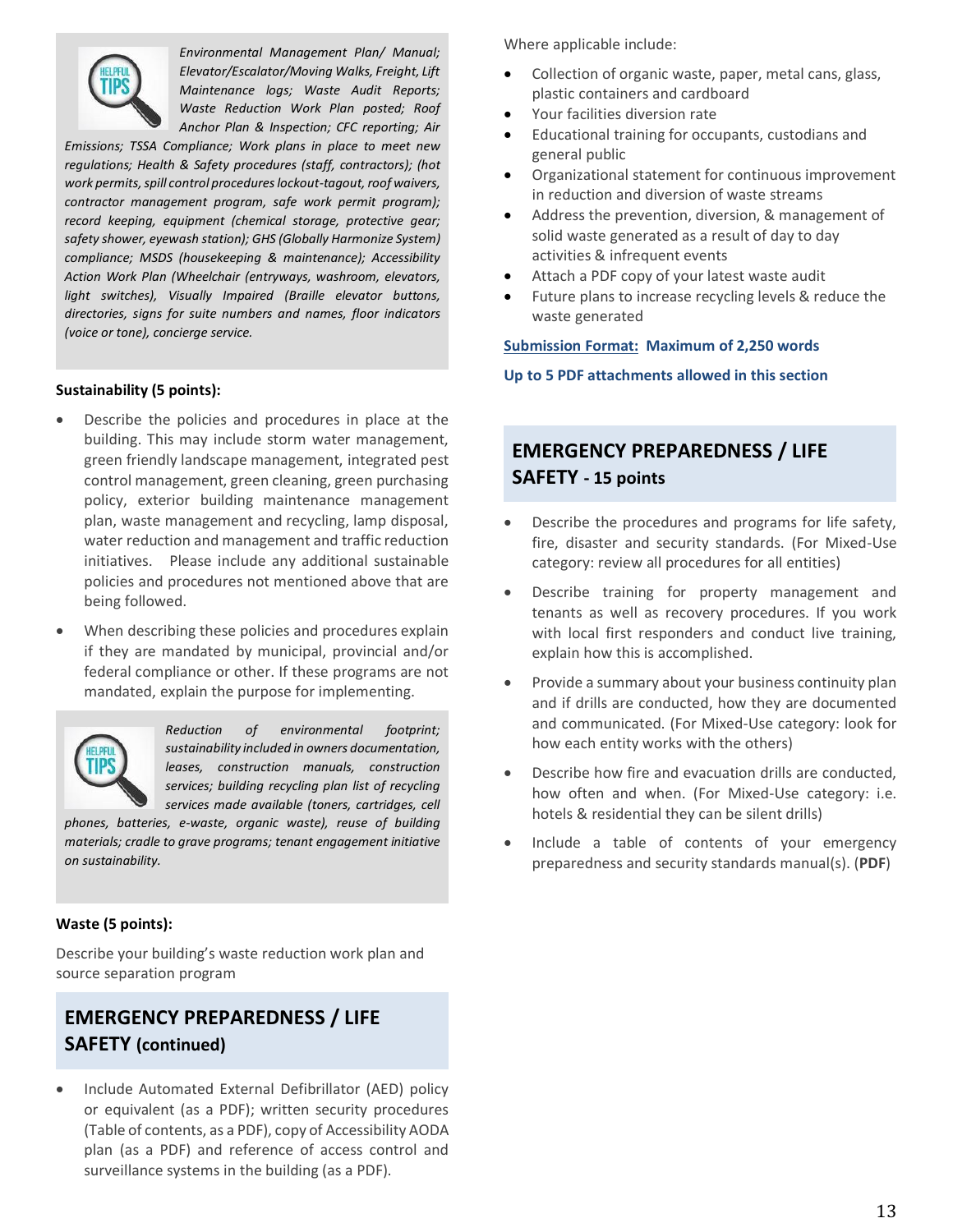> **HELPFUL TIPS**
>
> *Environmental Management Plan/ Manual; Elevator/Escalator/Moving Walks, Freight, Lift Maintenance logs; Waste Audit Reports; Waste Reduction Work Plan posted; Roof Anchor Plan & Inspection; CFC reporting; Air Emissions; TSSA Compliance; Work plans in place to meet new regulations; Health & Safety procedures (staff, contractors); (hot work permits, spill control procedures lockout-tagout, roof waivers, contractor management program, safe work permit program); record keeping, equipment (chemical storage, protective gear; safety shower, eyewash station); GHS (Globally Harmonize System) compliance; MSDS (housekeeping & maintenance); Accessibility Action Work Plan (Wheelchair (entryways, washroom, elevators, light switches), Visually Impaired (Braille elevator buttons, directories, signs for suite numbers and names, floor indicators (voice or tone), concierge service.*

**Sustainability (5 points):**

- Describe the policies and procedures in place at the building. This may include storm water management, green friendly landscape management, integrated pest control management, green cleaning, green purchasing policy, exterior building maintenance management plan, waste management and recycling, lamp disposal, water reduction and management and traffic reduction initiatives. Please include any additional sustainable policies and procedures not mentioned above that are being followed.
- When describing these policies and procedures explain if they are mandated by municipal, provincial and/or federal compliance or other. If these programs are not mandated, explain the purpose for implementing.

> **HELPFUL TIPS**
>
> *Reduction of environmental footprint; sustainability included in owners documentation, leases, construction manuals, construction services; building recycling plan list of recycling services made available (toners, cartridges, cell phones, batteries, e-waste, organic waste), reuse of building materials; cradle to grave programs; tenant engagement initiative on sustainability.*

**Waste (5 points):**

Describe your building's waste reduction work plan and source separation program

Where applicable include:

- Collection of organic waste, paper, metal cans, glass, plastic containers and cardboard
- Your facilities diversion rate
- Educational training for occupants, custodians and general public
- Organizational statement for continuous improvement in reduction and diversion of waste streams
- Address the prevention, diversion, & management of solid waste generated as a result of day to day activities & infrequent events
- Attach a PDF copy of your latest waste audit
- Future plans to increase recycling levels & reduce the waste generated

**Submission Format: Maximum of 2,250 words**

**Up to 5 PDF attachments allowed in this section**

## EMERGENCY PREPAREDNESS / LIFE SAFETY - 15 points

- Describe the procedures and programs for life safety, fire, disaster and security standards. (For Mixed-Use category: review all procedures for all entities)
- Describe training for property management and tenants as well as recovery procedures. If you work with local first responders and conduct live training, explain how this is accomplished.
- Provide a summary about your business continuity plan and if drills are conducted, how they are documented and communicated. (For Mixed-Use category: look for how each entity works with the others)
- Describe how fire and evacuation drills are conducted, how often and when. (For Mixed-Use category: i.e. hotels & residential they can be silent drills)
- Include a table of contents of your emergency preparedness and security standards manual(s). (**PDF**)

## EMERGENCY PREPAREDNESS / LIFE SAFETY (continued)

- Include Automated External Defibrillator (AED) policy or equivalent (as a PDF); written security procedures (Table of contents, as a PDF), copy of Accessibility AODA plan (as a PDF) and reference of access control and surveillance systems in the building (as a PDF).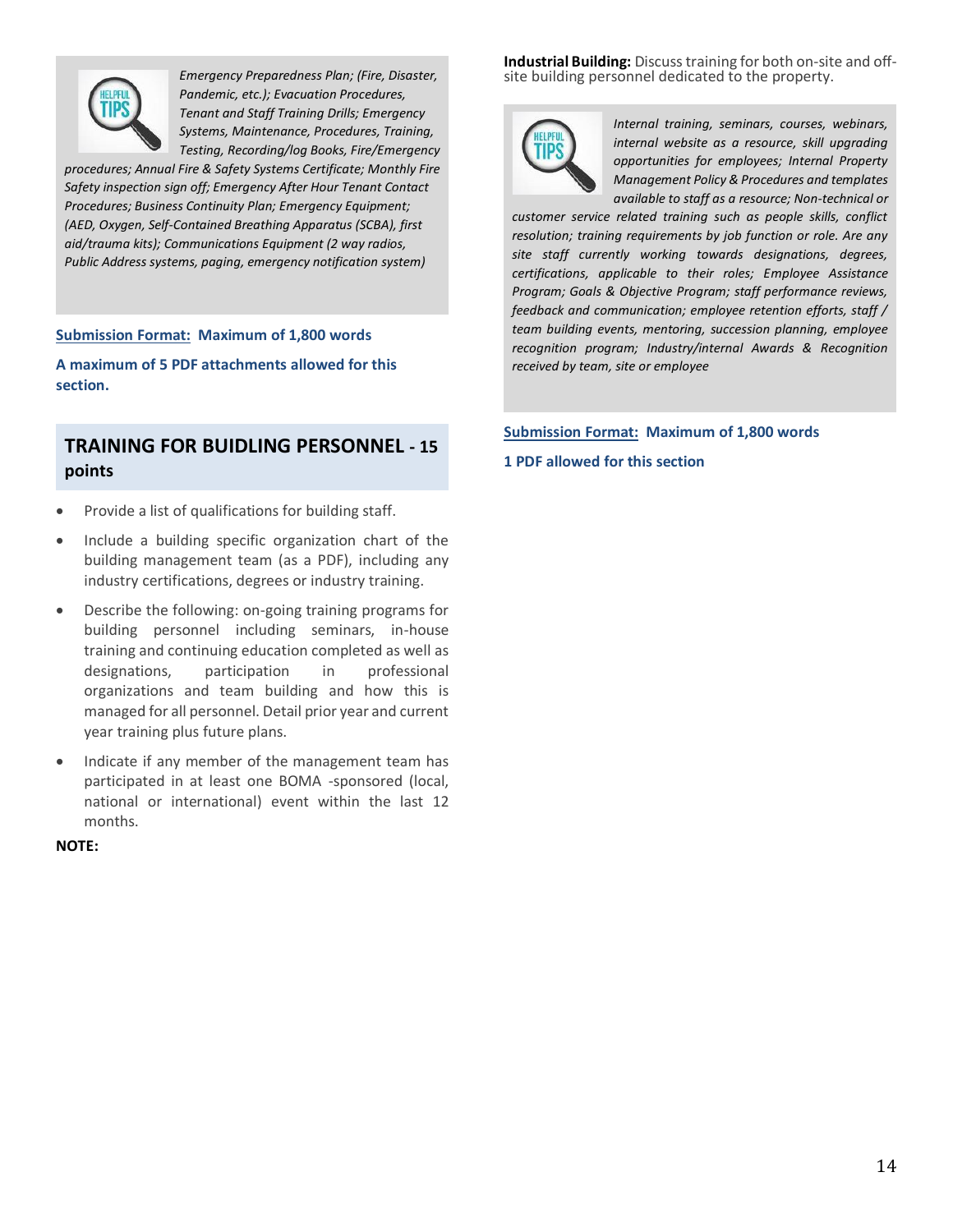*Emergency Preparedness Plan; (Fire, Disaster, Pandemic, etc.); Evacuation Procedures, Tenant and Staff Training Drills; Emergency Systems, Maintenance, Procedures, Training, Testing, Recording/log Books, Fire/Emergency procedures; Annual Fire & Safety Systems Certificate; Monthly Fire Safety inspection sign off; Emergency After Hour Tenant Contact Procedures; Business Continuity Plan; Emergency Equipment; (AED, Oxygen, Self-Contained Breathing Apparatus (SCBA), first aid/trauma kits); Communications Equipment (2 way radios, Public Address systems, paging, emergency notification system)*

**Submission Format: Maximum of 1,800 words**

**A maximum of 5 PDF attachments allowed for this section.**

## TRAINING FOR BUIDLING PERSONNEL - 15 points

- Provide a list of qualifications for building staff.
- Include a building specific organization chart of the building management team (as a PDF), including any industry certifications, degrees or industry training.
- Describe the following: on-going training programs for building personnel including seminars, in-house training and continuing education completed as well as designations, participation in professional organizations and team building and how this is managed for all personnel. Detail prior year and current year training plus future plans.
- Indicate if any member of the management team has participated in at least one BOMA -sponsored (local, national or international) event within the last 12 months.

**NOTE:**

**Industrial Building:** Discuss training for both on-site and off-site building personnel dedicated to the property.

*Internal training, seminars, courses, webinars, internal website as a resource, skill upgrading opportunities for employees; Internal Property Management Policy & Procedures and templates available to staff as a resource; Non-technical or customer service related training such as people skills, conflict resolution; training requirements by job function or role. Are any site staff currently working towards designations, degrees, certifications, applicable to their roles; Employee Assistance Program; Goals & Objective Program; staff performance reviews, feedback and communication; employee retention efforts, staff / team building events, mentoring, succession planning, employee recognition program; Industry/internal Awards & Recognition received by team, site or employee*

**Submission Format: Maximum of 1,800 words**

**1 PDF allowed for this section**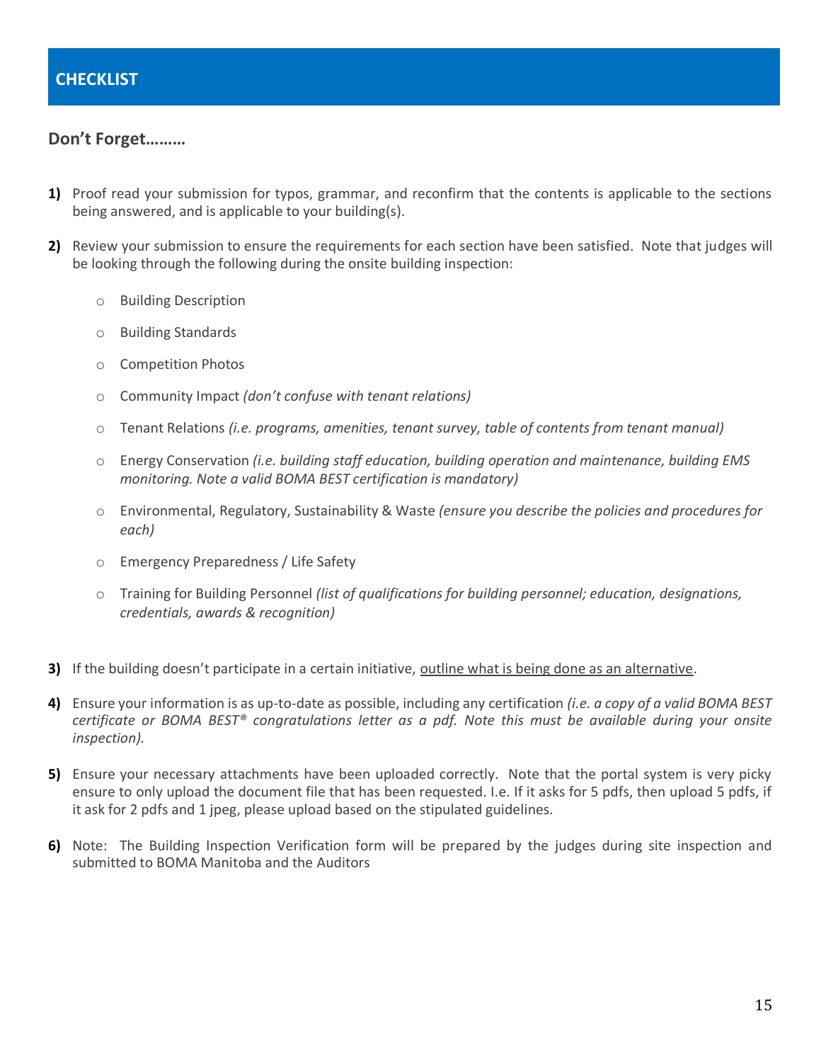## CHECKLIST

### Don't Forget………

1) Proof read your submission for typos, grammar, and reconfirm that the contents is applicable to the sections being answered, and is applicable to your building(s).

2) Review your submission to ensure the requirements for each section have been satisfied. Note that judges will be looking through the following during the onsite building inspection:

   - Building Description
   - Building Standards
   - Competition Photos
   - Community Impact *(don't confuse with tenant relations)*
   - Tenant Relations *(i.e. programs, amenities, tenant survey, table of contents from tenant manual)*
   - Energy Conservation *(i.e. building staff education, building operation and maintenance, building EMS monitoring. Note a valid BOMA BEST certification is mandatory)*
   - Environmental, Regulatory, Sustainability & Waste *(ensure you describe the policies and procedures for each)*
   - Emergency Preparedness / Life Safety
   - Training for Building Personnel *(list of qualifications for building personnel; education, designations, credentials, awards & recognition)*

3) If the building doesn't participate in a certain initiative, <u>outline what is being done as an alternative</u>.

4) Ensure your information is as up-to-date as possible, including any certification *(i.e. a copy of a valid BOMA BEST certificate or BOMA BEST® congratulations letter as a pdf. Note this must be available during your onsite inspection).*

5) Ensure your necessary attachments have been uploaded correctly. Note that the portal system is very picky ensure to only upload the document file that has been requested. I.e. If it asks for 5 pdfs, then upload 5 pdfs, if it ask for 2 pdfs and 1 jpeg, please upload based on the stipulated guidelines.

6) Note: The Building Inspection Verification form will be prepared by the judges during site inspection and submitted to BOMA Manitoba and the Auditors